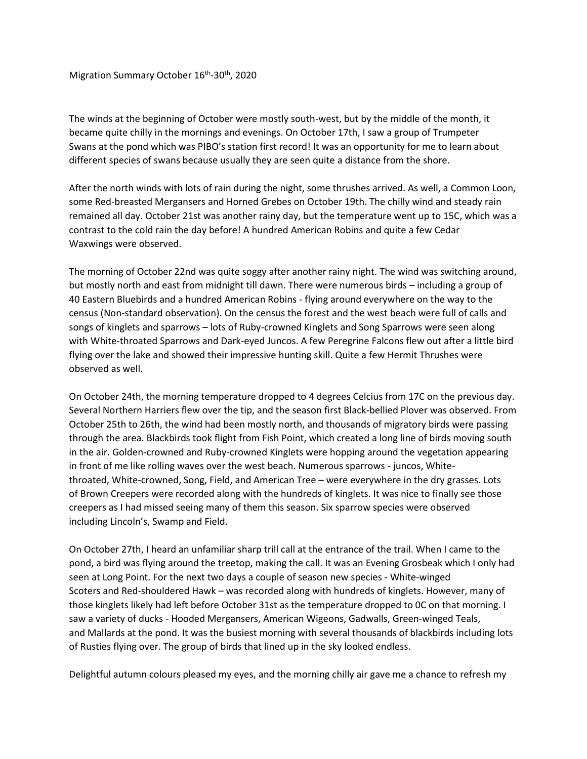Migration Summary October 16th-30th, 2020

The winds at the beginning of October were mostly south-west, but by the middle of the month, it became quite chilly in the mornings and evenings. On October 17th, I saw a group of Trumpeter Swans at the pond which was PIBO's station first record! It was an opportunity for me to learn about different species of swans because usually they are seen quite a distance from the shore.

After the north winds with lots of rain during the night, some thrushes arrived. As well, a Common Loon, some Red-breasted Mergansers and Horned Grebes on October 19th. The chilly wind and steady rain remained all day. October 21st was another rainy day, but the temperature went up to 15C, which was a contrast to the cold rain the day before! A hundred American Robins and quite a few Cedar Waxwings were observed.

The morning of October 22nd was quite soggy after another rainy night. The wind was switching around, but mostly north and east from midnight till dawn. There were numerous birds – including a group of 40 Eastern Bluebirds and a hundred American Robins - flying around everywhere on the way to the census (Non-standard observation). On the census the forest and the west beach were full of calls and songs of kinglets and sparrows – lots of Ruby-crowned Kinglets and Song Sparrows were seen along with White-throated Sparrows and Dark-eyed Juncos. A few Peregrine Falcons flew out after a little bird flying over the lake and showed their impressive hunting skill. Quite a few Hermit Thrushes were observed as well.

On October 24th, the morning temperature dropped to 4 degrees Celcius from 17C on the previous day. Several Northern Harriers flew over the tip, and the season first Black-bellied Plover was observed. From October 25th to 26th, the wind had been mostly north, and thousands of migratory birds were passing through the area. Blackbirds took flight from Fish Point, which created a long line of birds moving south in the air. Golden-crowned and Ruby-crowned Kinglets were hopping around the vegetation appearing in front of me like rolling waves over the west beach. Numerous sparrows - juncos, White-throated, White-crowned, Song, Field, and American Tree – were everywhere in the dry grasses. Lots of Brown Creepers were recorded along with the hundreds of kinglets. It was nice to finally see those creepers as I had missed seeing many of them this season. Six sparrow species were observed including Lincoln's, Swamp and Field.

On October 27th, I heard an unfamiliar sharp trill call at the entrance of the trail. When I came to the pond, a bird was flying around the treetop, making the call. It was an Evening Grosbeak which I only had seen at Long Point. For the next two days a couple of season new species - White-winged Scoters and Red-shouldered Hawk – was recorded along with hundreds of kinglets. However, many of those kinglets likely had left before October 31st as the temperature dropped to 0C on that morning. I saw a variety of ducks - Hooded Mergansers, American Wigeons, Gadwalls, Green-winged Teals, and Mallards at the pond. It was the busiest morning with several thousands of blackbirds including lots of Rusties flying over. The group of birds that lined up in the sky looked endless.

Delightful autumn colours pleased my eyes, and the morning chilly air gave me a chance to refresh my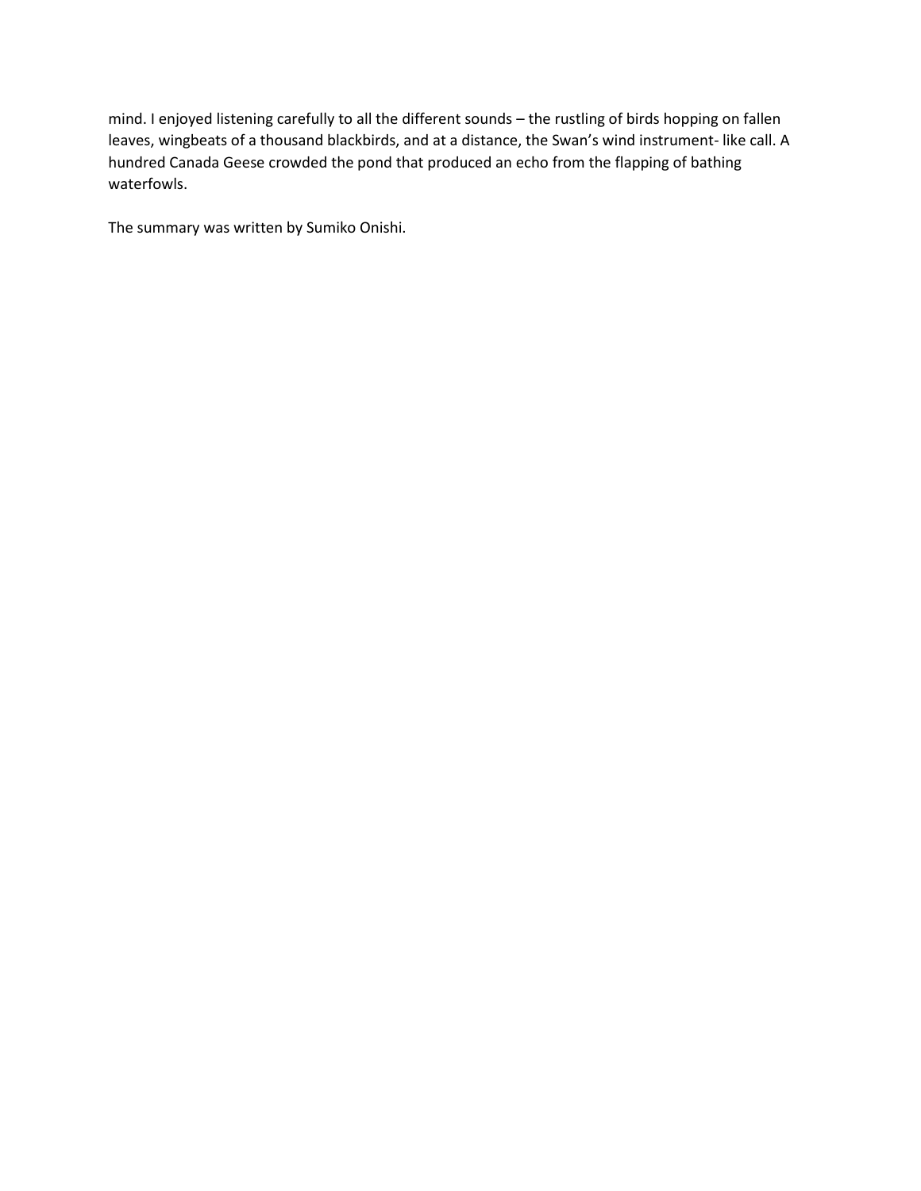mind. I enjoyed listening carefully to all the different sounds – the rustling of birds hopping on fallen leaves, wingbeats of a thousand blackbirds, and at a distance, the Swan's wind instrument- like call. A hundred Canada Geese crowded the pond that produced an echo from the flapping of bathing waterfowls.

The summary was written by Sumiko Onishi.